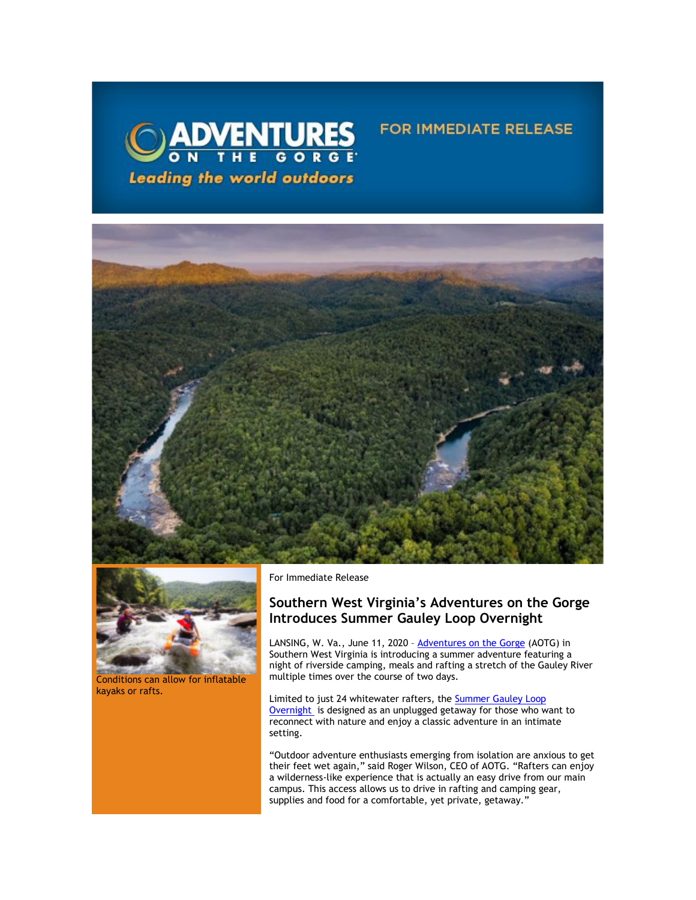ADVENTURES ON THE GORGE

Leading the world outdoors

FOR IMMEDIATE RELEASE

Conditions can allow for inflatable kayaks or rafts.

For Immediate Release

## Southern West Virginia's Adventures on the Gorge Introduces Summer Gauley Loop Overnight

LANSING, W. Va., June 11, 2020 – Adventures on the Gorge (AOTG) in Southern West Virginia is introducing a summer adventure featuring a night of riverside camping, meals and rafting a stretch of the Gauley River multiple times over the course of two days.

Limited to just 24 whitewater rafters, the Summer Gauley Loop Overnight is designed as an unplugged getaway for those who want to reconnect with nature and enjoy a classic adventure in an intimate setting.

"Outdoor adventure enthusiasts emerging from isolation are anxious to get their feet wet again," said Roger Wilson, CEO of AOTG. "Rafters can enjoy a wilderness-like experience that is actually an easy drive from our main campus. This access allows us to drive in rafting and camping gear, supplies and food for a comfortable, yet private, getaway."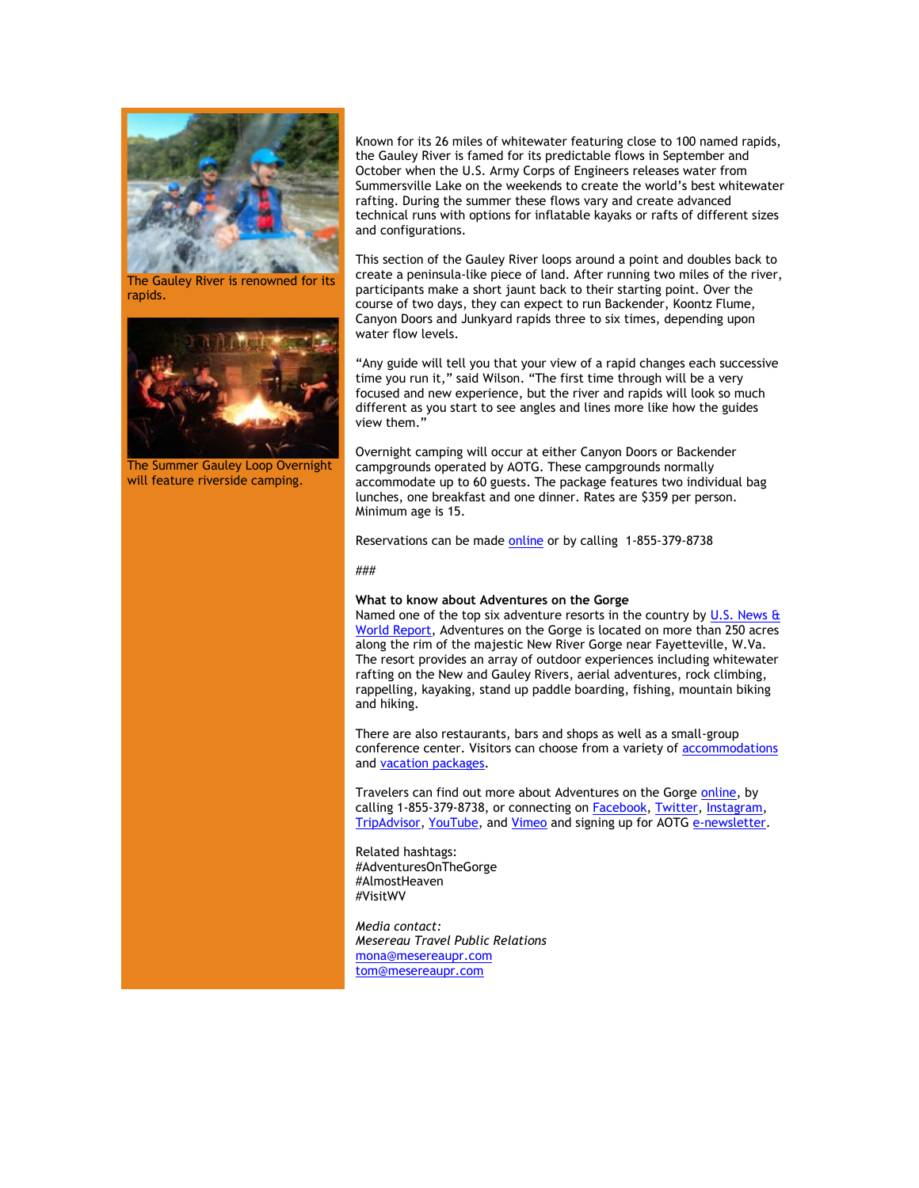The Gauley River is renowned for its rapids.

The Summer Gauley Loop Overnight will feature riverside camping.

Known for its 26 miles of whitewater featuring close to 100 named rapids, the Gauley River is famed for its predictable flows in September and October when the U.S. Army Corps of Engineers releases water from Summersville Lake on the weekends to create the world's best whitewater rafting. During the summer these flows vary and create advanced technical runs with options for inflatable kayaks or rafts of different sizes and configurations.

This section of the Gauley River loops around a point and doubles back to create a peninsula-like piece of land. After running two miles of the river, participants make a short jaunt back to their starting point. Over the course of two days, they can expect to run Backender, Koontz Flume, Canyon Doors and Junkyard rapids three to six times, depending upon water flow levels.

"Any guide will tell you that your view of a rapid changes each successive time you run it," said Wilson. "The first time through will be a very focused and new experience, but the river and rapids will look so much different as you start to see angles and lines more like how the guides view them."

Overnight camping will occur at either Canyon Doors or Backender campgrounds operated by AOTG. These campgrounds normally accommodate up to 60 guests. The package features two individual bag lunches, one breakfast and one dinner. Rates are $359 per person. Minimum age is 15.

Reservations can be made online or by calling 1-855-379-8738

###

**What to know about Adventures on the Gorge**
Named one of the top six adventure resorts in the country by U.S. News & World Report, Adventures on the Gorge is located on more than 250 acres along the rim of the majestic New River Gorge near Fayetteville, W.Va. The resort provides an array of outdoor experiences including whitewater rafting on the New and Gauley Rivers, aerial adventures, rock climbing, rappelling, kayaking, stand up paddle boarding, fishing, mountain biking and hiking.

There are also restaurants, bars and shops as well as a small-group conference center. Visitors can choose from a variety of accommodations and vacation packages.

Travelers can find out more about Adventures on the Gorge online, by calling 1-855-379-8738, or connecting on Facebook, Twitter, Instagram, TripAdvisor, YouTube, and Vimeo and signing up for AOTG e-newsletter.

Related hashtags:
#AdventuresOnTheGorge
#AlmostHeaven
#VisitWV

*Media contact:*
*Mesereau Travel Public Relations*
mona@mesereaupr.com
tom@mesereaupr.com